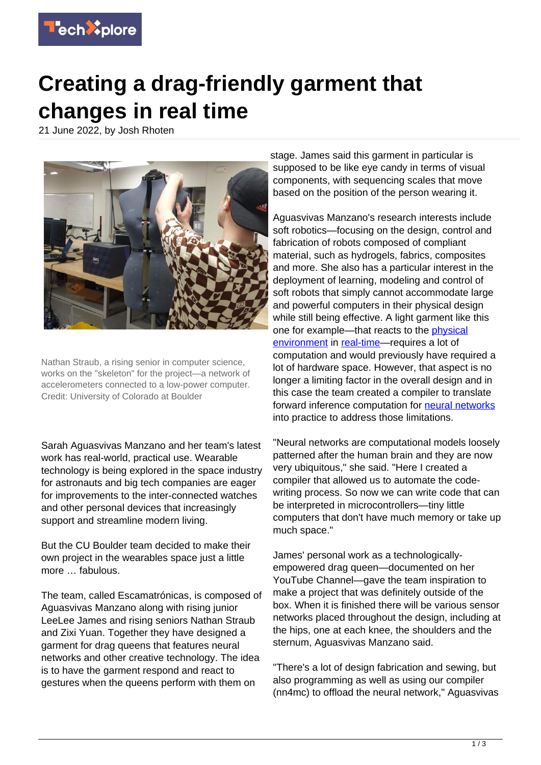# Creating a drag-friendly garment that changes in real time

21 June 2022, by Josh Rhoten

Nathan Straub, a rising senior in computer science, works on the "skeleton" for the project—a network of accelerometers connected to a low-power computer. Credit: University of Colorado at Boulder

Sarah Aguasvivas Manzano and her team's latest work has real-world, practical use. Wearable technology is being explored in the space industry for astronauts and big tech companies are eager for improvements to the inter-connected watches and other personal devices that increasingly support and streamline modern living.

But the CU Boulder team decided to make their own project in the wearables space just a little more … fabulous.

The team, called Escamatrónicas, is composed of Aguasvivas Manzano along with rising junior LeeLee James and rising seniors Nathan Straub and Zixi Yuan. Together they have designed a garment for drag queens that features neural networks and other creative technology. The idea is to have the garment respond and react to gestures when the queens perform with them on stage. James said this garment in particular is supposed to be like eye candy in terms of visual components, with sequencing scales that move based on the position of the person wearing it.

Aguasvivas Manzano's research interests include soft robotics—focusing on the design, control and fabrication of robots composed of compliant material, such as hydrogels, fabrics, composites and more. She also has a particular interest in the deployment of learning, modeling and control of soft robots that simply cannot accommodate large and powerful computers in their physical design while still being effective. A light garment like this one for example—that reacts to the physical environment in real-time—requires a lot of computation and would previously have required a lot of hardware space. However, that aspect is no longer a limiting factor in the overall design and in this case the team created a compiler to translate forward inference computation for neural networks into practice to address those limitations.

"Neural networks are computational models loosely patterned after the human brain and they are now very ubiquitous," she said. "Here I created a compiler that allowed us to automate the code-writing process. So now we can write code that can be interpreted in microcontrollers—tiny little computers that don't have much memory or take up much space."

James' personal work as a technologically-empowered drag queen—documented on her YouTube Channel—gave the team inspiration to make a project that was definitely outside of the box. When it is finished there will be various sensor networks placed throughout the design, including at the hips, one at each knee, the shoulders and the sternum, Aguasvivas Manzano said.

"There's a lot of design fabrication and sewing, but also programming as well as using our compiler (nn4mc) to offload the neural network," Aguasvivas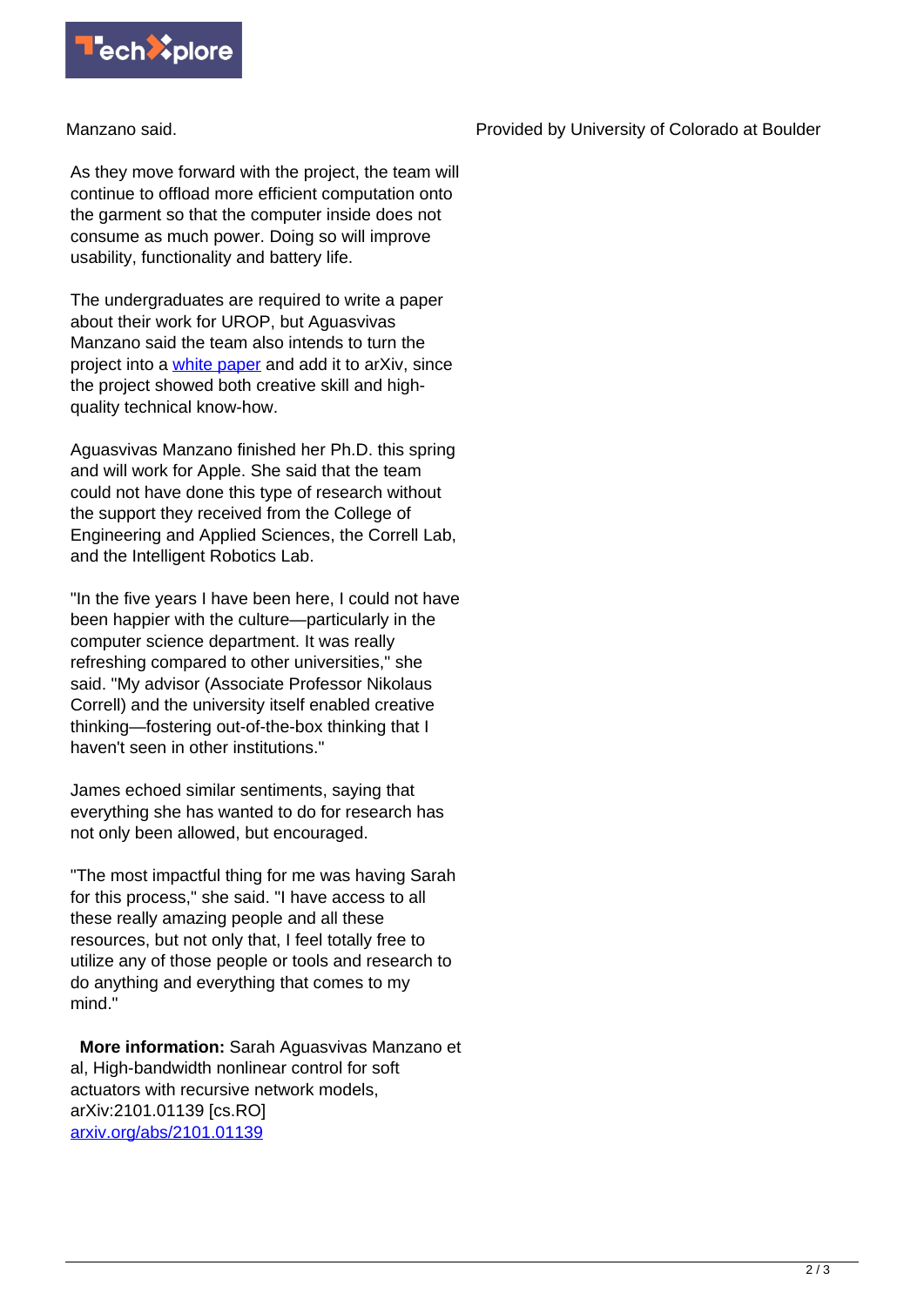Manzano said.

As they move forward with the project, the team will continue to offload more efficient computation onto the garment so that the computer inside does not consume as much power. Doing so will improve usability, functionality and battery life.

The undergraduates are required to write a paper about their work for UROP, but Aguasvivas Manzano said the team also intends to turn the project into a [white paper](#) and add it to arXiv, since the project showed both creative skill and high-quality technical know-how.

Aguasvivas Manzano finished her Ph.D. this spring and will work for Apple. She said that the team could not have done this type of research without the support they received from the College of Engineering and Applied Sciences, the Correll Lab, and the Intelligent Robotics Lab.

"In the five years I have been here, I could not have been happier with the culture—particularly in the computer science department. It was really refreshing compared to other universities," she said. "My advisor (Associate Professor Nikolaus Correll) and the university itself enabled creative thinking—fostering out-of-the-box thinking that I haven't seen in other institutions."

James echoed similar sentiments, saying that everything she has wanted to do for research has not only been allowed, but encouraged.

"The most impactful thing for me was having Sarah for this process," she said. "I have access to all these really amazing people and all these resources, but not only that, I feel totally free to utilize any of those people or tools and research to do anything and everything that comes to my mind."

**More information:** Sarah Aguasvivas Manzano et al, High-bandwidth nonlinear control for soft actuators with recursive network models, arXiv:2101.01139 [cs.RO] [arxiv.org/abs/2101.01139](https://arxiv.org/abs/2101.01139)

Provided by University of Colorado at Boulder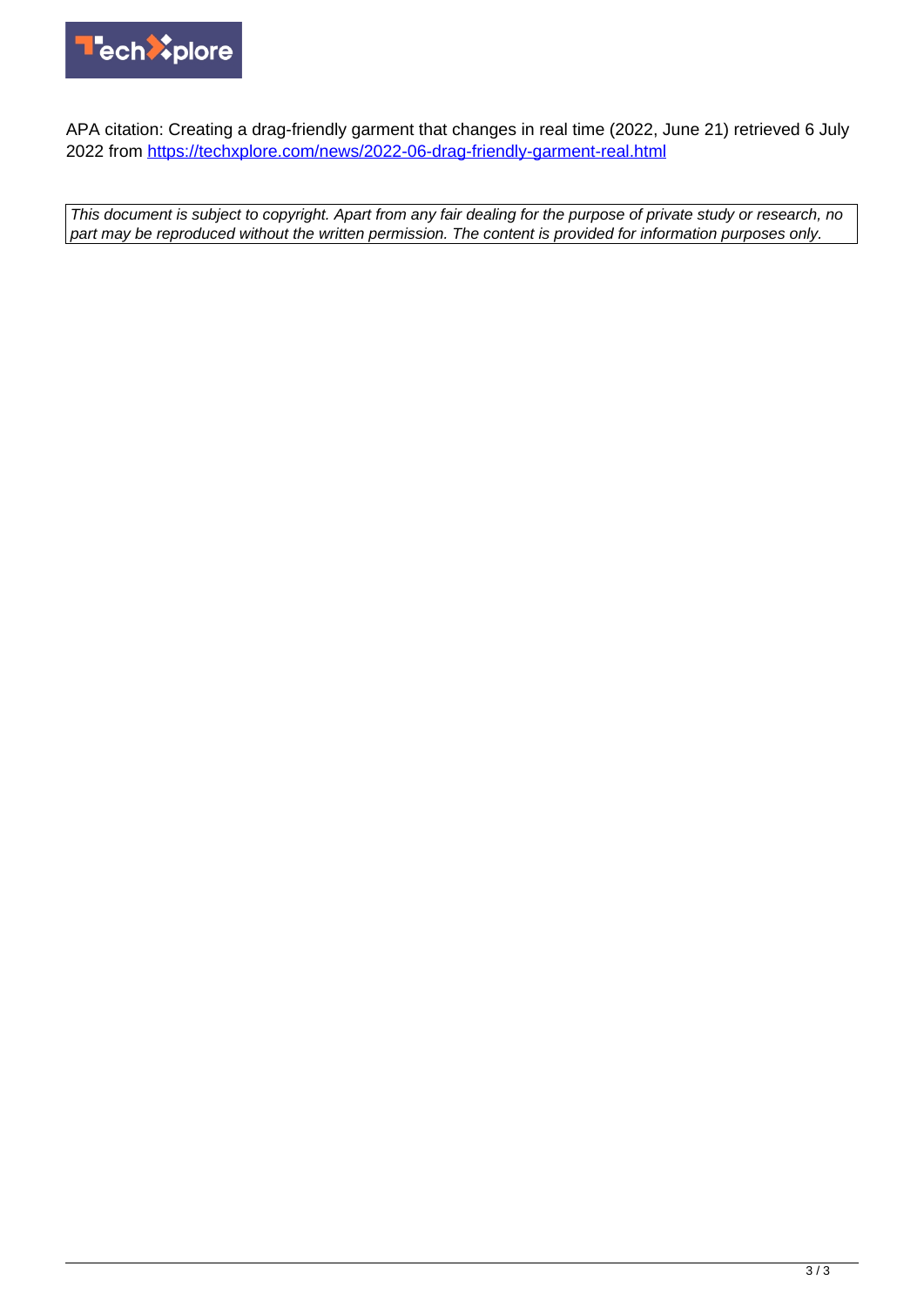APA citation: Creating a drag-friendly garment that changes in real time (2022, June 21) retrieved 6 July 2022 from https://techxplore.com/news/2022-06-drag-friendly-garment-real.html

*This document is subject to copyright. Apart from any fair dealing for the purpose of private study or research, no part may be reproduced without the written permission. The content is provided for information purposes only.*